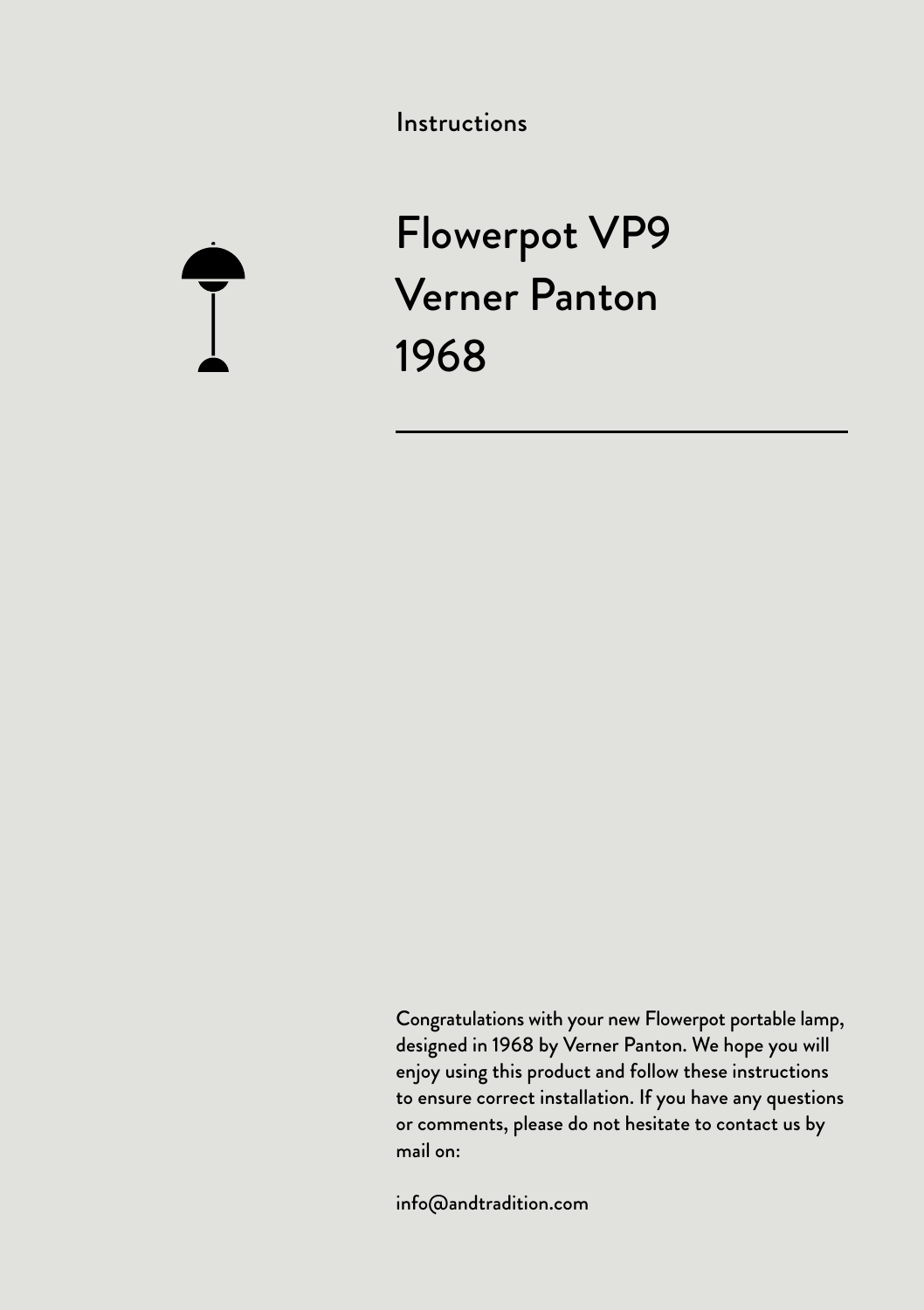Instructions

# Flowerpot VP9
# Verner Panton
# 1968

---

Congratulations with your new Flowerpot portable lamp, designed in 1968 by Verner Panton. We hope you will enjoy using this product and follow these instructions to ensure correct installation. If you have any questions or comments, please do not hesitate to contact us by mail on:

info@andtradition.com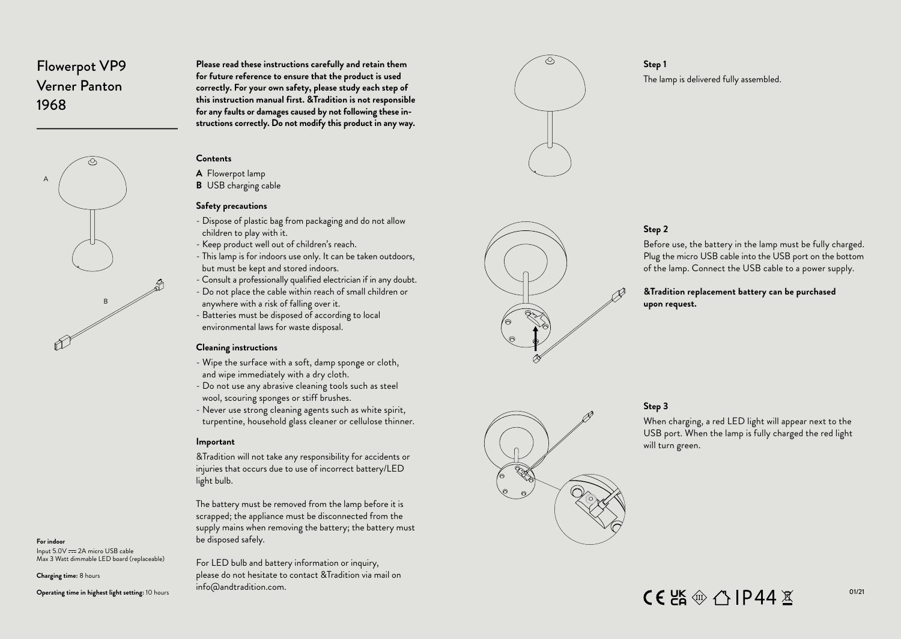# Flowerpot VP9
Verner Panton
1968

A

B

**For indoor**
Input 5.0V ⎓ 2A micro USB cable
Max 3 Watt dimmable LED board (replaceable)

**Charging time:** 8 hours

**Operating time in highest light setting:** 10 hours

**Please read these instructions carefully and retain them for future reference to ensure that the product is used correctly. For your own safety, please study each step of this instruction manual first. &Tradition is not responsible for any faults or damages caused by not following these instructions correctly. Do not modify this product in any way.**

**Contents**

**A** Flowerpot lamp
**B** USB charging cable

**Safety precautions**

- Dispose of plastic bag from packaging and do not allow children to play with it.
- Keep product well out of children's reach.
- This lamp is for indoors use only. It can be taken outdoors, but must be kept and stored indoors.
- Consult a professionally qualified electrician if in any doubt.
- Do not place the cable within reach of small children or anywhere with a risk of falling over it.
- Batteries must be disposed of according to local environmental laws for waste disposal.

**Cleaning instructions**

- Wipe the surface with a soft, damp sponge or cloth, and wipe immediately with a dry cloth.
- Do not use any abrasive cleaning tools such as steel wool, scouring sponges or stiff brushes.
- Never use strong cleaning agents such as white spirit, turpentine, household glass cleaner or cellulose thinner.

**Important**

&Tradition will not take any responsibility for accidents or injuries that occurs due to use of incorrect battery/LED light bulb.

The battery must be removed from the lamp before it is scrapped; the appliance must be disconnected from the supply mains when removing the battery; the battery must be disposed safely.

For LED bulb and battery information or inquiry, please do not hesitate to contact &Tradition via mail on info@andtradition.com.

**Step 1**

The lamp is delivered fully assembled.

**Step 2**

Before use, the battery in the lamp must be fully charged. Plug the micro USB cable into the USB port on the bottom of the lamp. Connect the USB cable to a power supply.

**&Tradition replacement battery can be purchased upon request.**

**Step 3**

When charging, a red LED light will appear next to the USB port. When the lamp is fully charged the red light will turn green.

CE UKCA IP44

01/21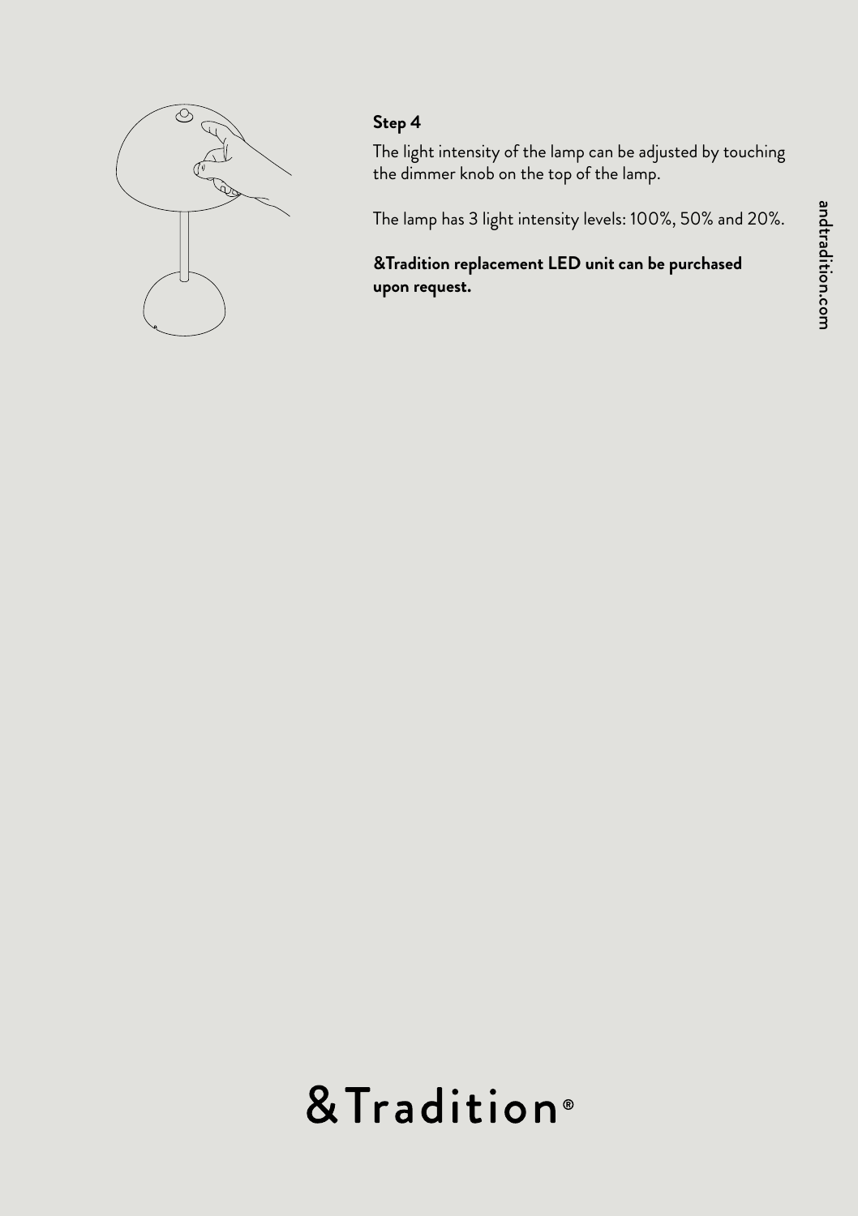### Step 4

The light intensity of the lamp can be adjusted by touching the dimmer knob on the top of the lamp.

The lamp has 3 light intensity levels: 100%, 50% and 20%.

**&Tradition replacement LED unit can be purchased upon request.**

andtradition.com

&Tradition®